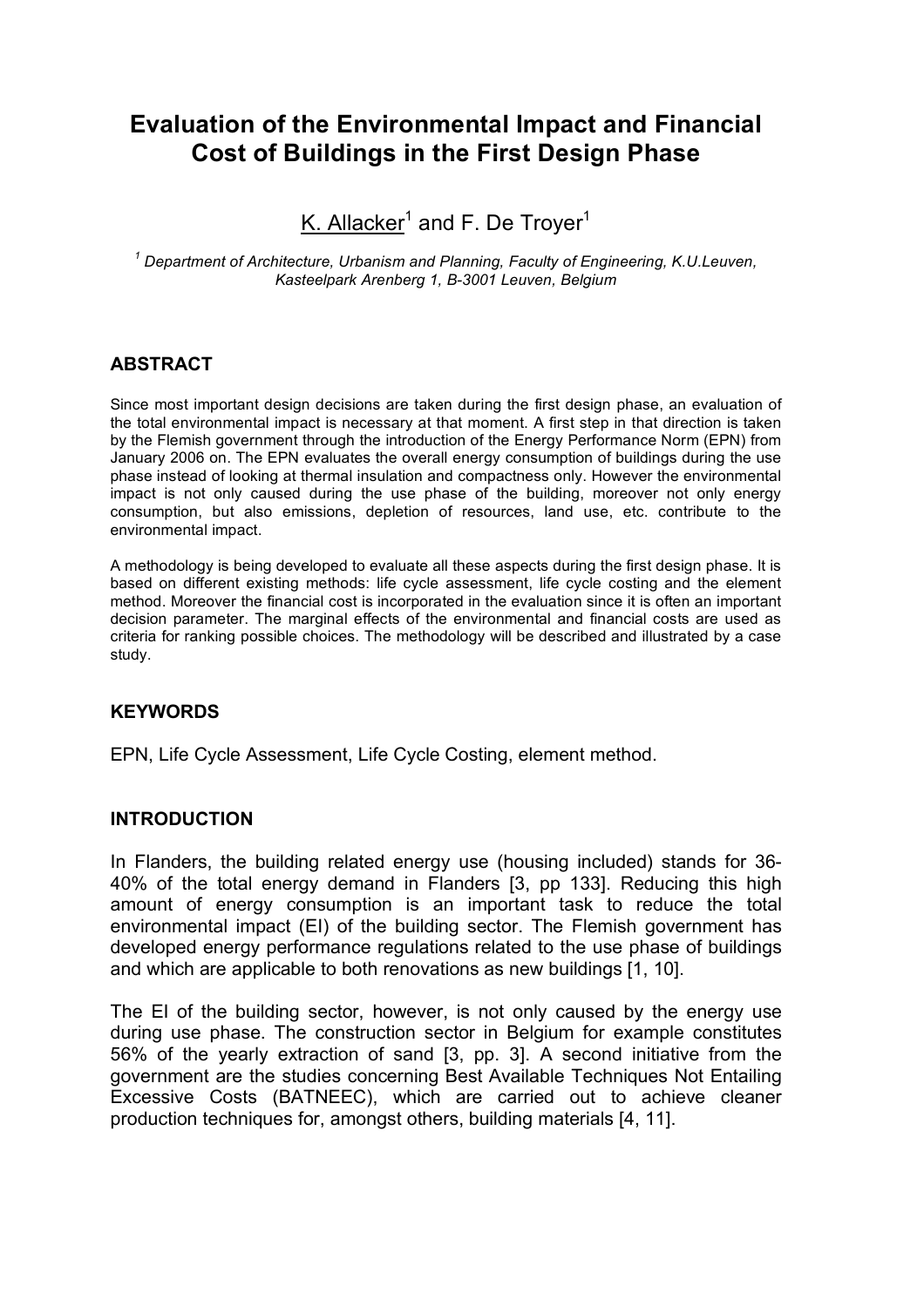# Evaluation of the Environmental Impact and Financial Cost of Buildings in the First Design Phase

K. Allacker[1] and F. De Troyer[1]

[1] *Department of Architecture, Urbanism and Planning, Faculty of Engineering, K.U.Leuven, Kasteelpark Arenberg 1, B-3001 Leuven, Belgium*

## ABSTRACT

Since most important design decisions are taken during the first design phase, an evaluation of the total environmental impact is necessary at that moment. A first step in that direction is taken by the Flemish government through the introduction of the Energy Performance Norm (EPN) from January 2006 on. The EPN evaluates the overall energy consumption of buildings during the use phase instead of looking at thermal insulation and compactness only. However the environmental impact is not only caused during the use phase of the building, moreover not only energy consumption, but also emissions, depletion of resources, land use, etc. contribute to the environmental impact.

A methodology is being developed to evaluate all these aspects during the first design phase. It is based on different existing methods: life cycle assessment, life cycle costing and the element method. Moreover the financial cost is incorporated in the evaluation since it is often an important decision parameter. The marginal effects of the environmental and financial costs are used as criteria for ranking possible choices. The methodology will be described and illustrated by a case study.

## KEYWORDS

EPN, Life Cycle Assessment, Life Cycle Costing, element method.

## INTRODUCTION

In Flanders, the building related energy use (housing included) stands for 36-40% of the total energy demand in Flanders [3, pp 133]. Reducing this high amount of energy consumption is an important task to reduce the total environmental impact (EI) of the building sector. The Flemish government has developed energy performance regulations related to the use phase of buildings and which are applicable to both renovations as new buildings [1, 10].

The EI of the building sector, however, is not only caused by the energy use during use phase. The construction sector in Belgium for example constitutes 56% of the yearly extraction of sand [3, pp. 3]. A second initiative from the government are the studies concerning Best Available Techniques Not Entailing Excessive Costs (BATNEEC), which are carried out to achieve cleaner production techniques for, amongst others, building materials [4, 11].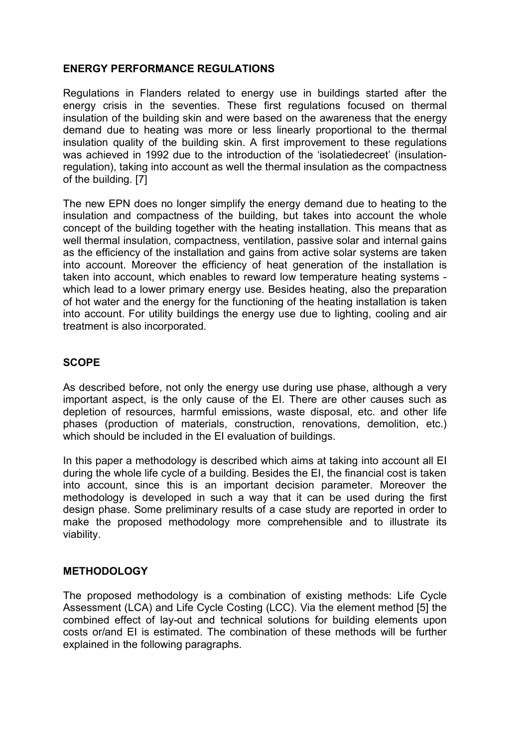## ENERGY PERFORMANCE REGULATIONS

Regulations in Flanders related to energy use in buildings started after the energy crisis in the seventies. These first regulations focused on thermal insulation of the building skin and were based on the awareness that the energy demand due to heating was more or less linearly proportional to the thermal insulation quality of the building skin. A first improvement to these regulations was achieved in 1992 due to the introduction of the 'isolatiedecreet' (insulation-regulation), taking into account as well the thermal insulation as the compactness of the building. [7]

The new EPN does no longer simplify the energy demand due to heating to the insulation and compactness of the building, but takes into account the whole concept of the building together with the heating installation. This means that as well thermal insulation, compactness, ventilation, passive solar and internal gains as the efficiency of the installation and gains from active solar systems are taken into account. Moreover the efficiency of heat generation of the installation is taken into account, which enables to reward low temperature heating systems - which lead to a lower primary energy use. Besides heating, also the preparation of hot water and the energy for the functioning of the heating installation is taken into account. For utility buildings the energy use due to lighting, cooling and air treatment is also incorporated.

## SCOPE

As described before, not only the energy use during use phase, although a very important aspect, is the only cause of the EI. There are other causes such as depletion of resources, harmful emissions, waste disposal, etc. and other life phases (production of materials, construction, renovations, demolition, etc.) which should be included in the EI evaluation of buildings.

In this paper a methodology is described which aims at taking into account all EI during the whole life cycle of a building. Besides the EI, the financial cost is taken into account, since this is an important decision parameter. Moreover the methodology is developed in such a way that it can be used during the first design phase. Some preliminary results of a case study are reported in order to make the proposed methodology more comprehensible and to illustrate its viability.

## METHODOLOGY

The proposed methodology is a combination of existing methods: Life Cycle Assessment (LCA) and Life Cycle Costing (LCC). Via the element method [5] the combined effect of lay-out and technical solutions for building elements upon costs or/and EI is estimated. The combination of these methods will be further explained in the following paragraphs.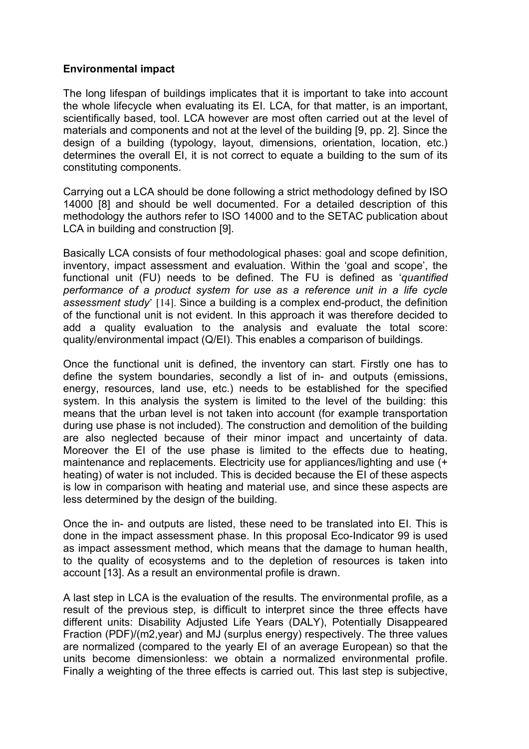**Environmental impact**

The long lifespan of buildings implicates that it is important to take into account the whole lifecycle when evaluating its EI. LCA, for that matter, is an important, scientifically based, tool. LCA however are most often carried out at the level of materials and components and not at the level of the building [9, pp. 2]. Since the design of a building (typology, layout, dimensions, orientation, location, etc.) determines the overall EI, it is not correct to equate a building to the sum of its constituting components.

Carrying out a LCA should be done following a strict methodology defined by ISO 14000 [8] and should be well documented. For a detailed description of this methodology the authors refer to ISO 14000 and to the SETAC publication about LCA in building and construction [9].

Basically LCA consists of four methodological phases: goal and scope definition, inventory, impact assessment and evaluation. Within the 'goal and scope', the functional unit (FU) needs to be defined. The FU is defined as '*quantified performance of a product system for use as a reference unit in a life cycle assessment study*' [14]. Since a building is a complex end-product, the definition of the functional unit is not evident. In this approach it was therefore decided to add a quality evaluation to the analysis and evaluate the total score: quality/environmental impact (Q/EI). This enables a comparison of buildings.

Once the functional unit is defined, the inventory can start. Firstly one has to define the system boundaries, secondly a list of in- and outputs (emissions, energy, resources, land use, etc.) needs to be established for the specified system. In this analysis the system is limited to the level of the building: this means that the urban level is not taken into account (for example transportation during use phase is not included). The construction and demolition of the building are also neglected because of their minor impact and uncertainty of data. Moreover the EI of the use phase is limited to the effects due to heating, maintenance and replacements. Electricity use for appliances/lighting and use (+ heating) of water is not included. This is decided because the EI of these aspects is low in comparison with heating and material use, and since these aspects are less determined by the design of the building.

Once the in- and outputs are listed, these need to be translated into EI. This is done in the impact assessment phase. In this proposal Eco-Indicator 99 is used as impact assessment method, which means that the damage to human health, to the quality of ecosystems and to the depletion of resources is taken into account [13]. As a result an environmental profile is drawn.

A last step in LCA is the evaluation of the results. The environmental profile, as a result of the previous step, is difficult to interpret since the three effects have different units: Disability Adjusted Life Years (DALY), Potentially Disappeared Fraction (PDF)/(m2,year) and MJ (surplus energy) respectively. The three values are normalized (compared to the yearly EI of an average European) so that the units become dimensionless: we obtain a normalized environmental profile. Finally a weighting of the three effects is carried out. This last step is subjective,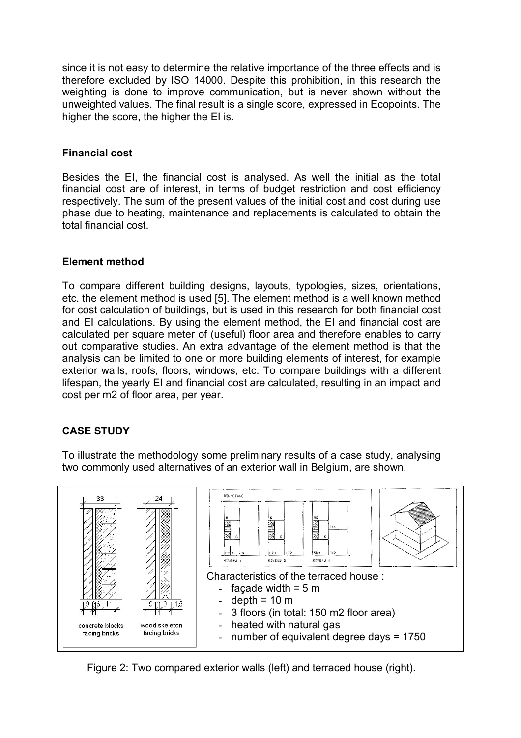since it is not easy to determine the relative importance of the three effects and is therefore excluded by ISO 14000. Despite this prohibition, in this research the weighting is done to improve communication, but is never shown without the unweighted values. The final result is a single score, expressed in Ecopoints. The higher the score, the higher the EI is.

### Financial cost

Besides the EI, the financial cost is analysed. As well the initial as the total financial cost are of interest, in terms of budget restriction and cost efficiency respectively. The sum of the present values of the initial cost and cost during use phase due to heating, maintenance and replacements is calculated to obtain the total financial cost.

### Element method

To compare different building designs, layouts, typologies, sizes, orientations, etc. the element method is used [5]. The element method is a well known method for cost calculation of buildings, but is used in this research for both financial cost and EI calculations. By using the element method, the EI and financial cost are calculated per square meter of (useful) floor area and therefore enables to carry out comparative studies. An extra advantage of the element method is that the analysis can be limited to one or more building elements of interest, for example exterior walls, roofs, floors, windows, etc. To compare buildings with a different lifespan, the yearly EI and financial cost are calculated, resulting in an impact and cost per m2 of floor area, per year.

## CASE STUDY

To illustrate the methodology some preliminary results of a case study, analysing two commonly used alternatives of an exterior wall in Belgium, are shown.

Characteristics of the terraced house :

- façade width = 5 m
- depth = 10 m
- 3 floors (in total: 150 m2 floor area)
- heated with natural gas
- number of equivalent degree days = 1750

Figure 2: Two compared exterior walls (left) and terraced house (right).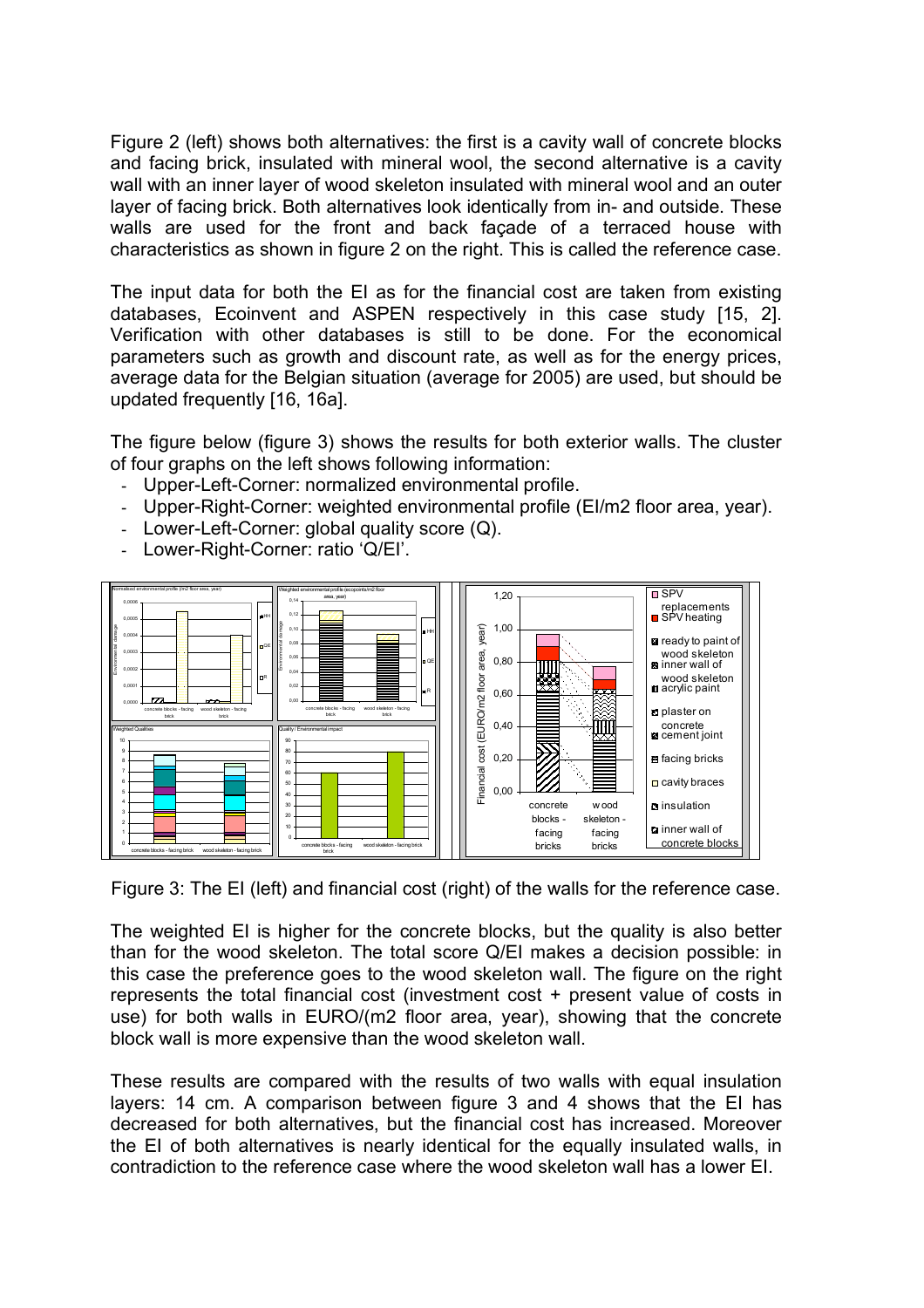Figure 2 (left) shows both alternatives: the first is a cavity wall of concrete blocks and facing brick, insulated with mineral wool, the second alternative is a cavity wall with an inner layer of wood skeleton insulated with mineral wool and an outer layer of facing brick. Both alternatives look identically from in- and outside. These walls are used for the front and back façade of a terraced house with characteristics as shown in figure 2 on the right. This is called the reference case.

The input data for both the EI as for the financial cost are taken from existing databases, Ecoinvent and ASPEN respectively in this case study [15, 2]. Verification with other databases is still to be done. For the economical parameters such as growth and discount rate, as well as for the energy prices, average data for the Belgian situation (average for 2005) are used, but should be updated frequently [16, 16a].

The figure below (figure 3) shows the results for both exterior walls. The cluster of four graphs on the left shows following information:

- Upper-Left-Corner: normalized environmental profile.
- Upper-Right-Corner: weighted environmental profile (EI/m2 floor area, year).
- Lower-Left-Corner: global quality score (Q).
- Lower-Right-Corner: ratio 'Q/EI'.

Figure 3: The EI (left) and financial cost (right) of the walls for the reference case.

The weighted EI is higher for the concrete blocks, but the quality is also better than for the wood skeleton. The total score Q/EI makes a decision possible: in this case the preference goes to the wood skeleton wall. The figure on the right represents the total financial cost (investment cost + present value of costs in use) for both walls in EURO/(m2 floor area, year), showing that the concrete block wall is more expensive than the wood skeleton wall.

These results are compared with the results of two walls with equal insulation layers: 14 cm. A comparison between figure 3 and 4 shows that the EI has decreased for both alternatives, but the financial cost has increased. Moreover the EI of both alternatives is nearly identical for the equally insulated walls, in contradiction to the reference case where the wood skeleton wall has a lower EI.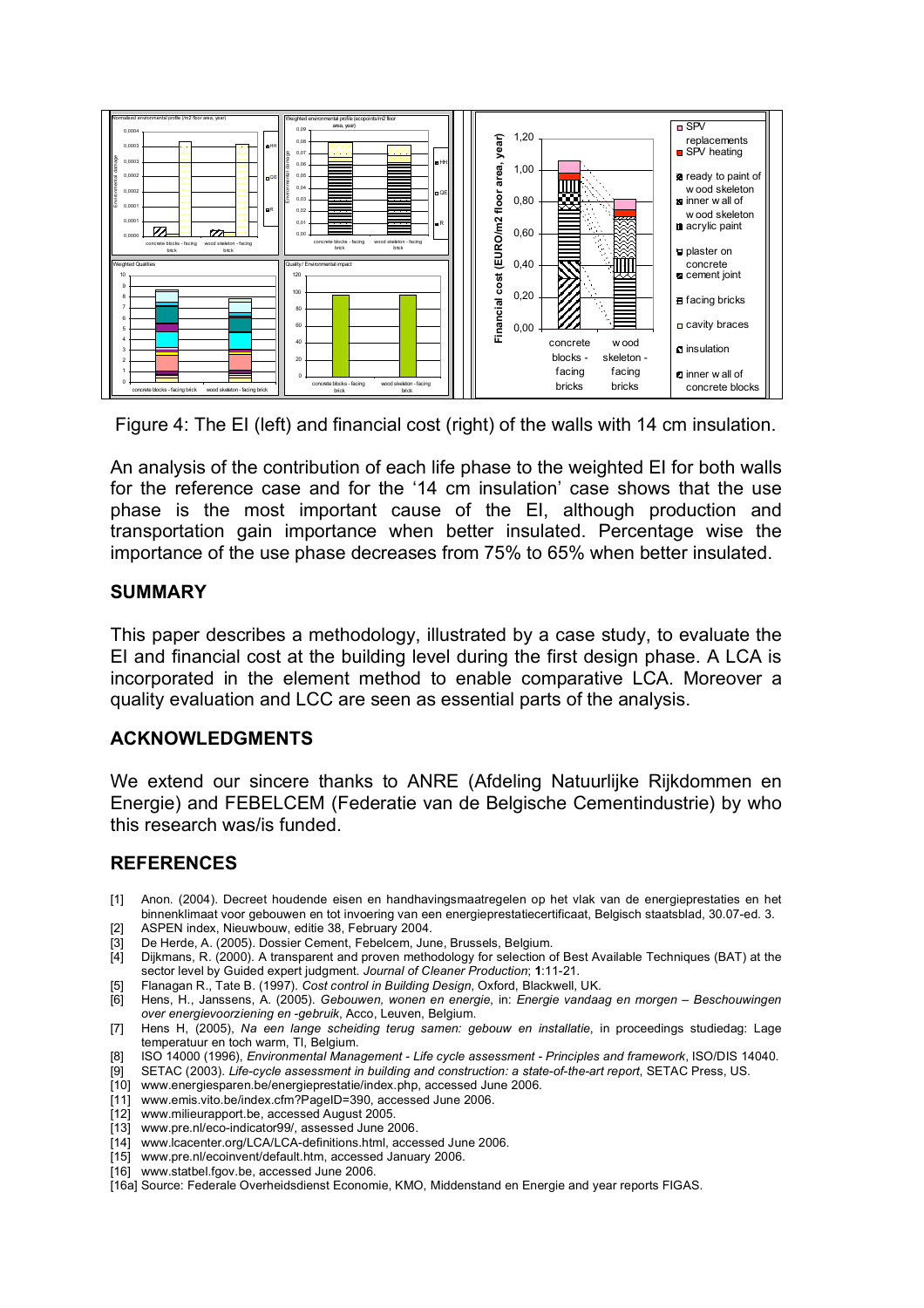Normalised environmental profile (/m2 floor area, year)

0,0004
0,0003
0,0003
0,0002
0,0002
0,0001
0,0001
0,0000

Environmental damage

HH
QE
R

concrete blocks - facing brick
wood skeleton - facing brick

Weighted environmental profile (ecopoints/m2 floor area, year)

0,09
0,08
0,07
0,06
0,05
0,04
0,03
0,02
0,01
0,00

Environmental damage

HH
QE
R

concrete blocks - facing brick
wood skeleton - facing brick

Weighted Qualities

10
9
8
7
6
5
4
3
2
1
0

concrete blocks - facing brick
wood skeleton - facing brick

Quality / Environmental impact

120
100
80
60
40
20
0

concrete blocks - facing brick
wood skeleton - facing brick

Financial cost (EURO/m2 floor area, year)

1,20
1,00
0,80
0,60
0,40
0,20
0,00

concrete blocks - facing bricks
wood skeleton - facing bricks

SPV replacements
SPV heating
ready to paint of wood skeleton
inner wall of wood skeleton
acrylic paint
plaster on concrete
cement joint
facing bricks
cavity braces
insulation
inner wall of concrete blocks

Figure 4: The EI (left) and financial cost (right) of the walls with 14 cm insulation.

An analysis of the contribution of each life phase to the weighted EI for both walls for the reference case and for the '14 cm insulation' case shows that the use phase is the most important cause of the EI, although production and transportation gain importance when better insulated. Percentage wise the importance of the use phase decreases from 75% to 65% when better insulated.

## SUMMARY

This paper describes a methodology, illustrated by a case study, to evaluate the EI and financial cost at the building level during the first design phase. A LCA is incorporated in the element method to enable comparative LCA. Moreover a quality evaluation and LCC are seen as essential parts of the analysis.

## ACKNOWLEDGMENTS

We extend our sincere thanks to ANRE (Afdeling Natuurlijke Rijkdommen en Energie) and FEBELCEM (Federatie van de Belgische Cementindustrie) by who this research was/is funded.

## REFERENCES

[1] Anon. (2004). Decreet houdende eisen en handhavingsmaatregelen op het vlak van de energieprestaties en het binnenklimaat voor gebouwen en tot invoering van een energieprestatiecertificaat, Belgisch staatsblad, 30.07-ed. 3.
[2] ASPEN index, Nieuwbouw, editie 38, February 2004.
[3] De Herde, A. (2005). Dossier Cement, Febelcem, June, Brussels, Belgium.
[4] Dijkmans, R. (2000). A transparent and proven methodology for selection of Best Available Techniques (BAT) at the sector level by Guided expert judgment. *Journal of Cleaner Production*; **1**:11-21.
[5] Flanagan R., Tate B. (1997). *Cost control in Building Design*, Oxford, Blackwell, UK.
[6] Hens, H., Janssens, A. (2005). *Gebouwen, wonen en energie*, in: *Energie vandaag en morgen – Beschouwingen over energievoorziening en -gebruik*, Acco, Leuven, Belgium.
[7] Hens H, (2005), *Na een lange scheiding terug samen: gebouw en installatie*, in proceedings studiedag: Lage temperatuur en toch warm, TI, Belgium.
[8] ISO 14000 (1996), *Environmental Management - Life cycle assessment - Principles and framework*, ISO/DIS 14040.
[9] SETAC (2003). *Life-cycle assessment in building and construction: a state-of-the-art report*, SETAC Press, US.
[10] www.energiesparen.be/energieprestatie/index.php, accessed June 2006.
[11] www.emis.vito.be/index.cfm?PageID=390, accessed June 2006.
[12] www.milieurapport.be, accessed August 2005.
[13] www.pre.nl/eco-indicator99/, assessed June 2006.
[14] www.lcacenter.org/LCA/LCA-definitions.html, accessed June 2006.
[15] www.pre.nl/ecoinvent/default.htm, accessed January 2006.
[16] www.statbel.fgov.be, accessed June 2006.
[16a] Source: Federale Overheidsdienst Economie, KMO, Middenstand en Energie and year reports FIGAS.